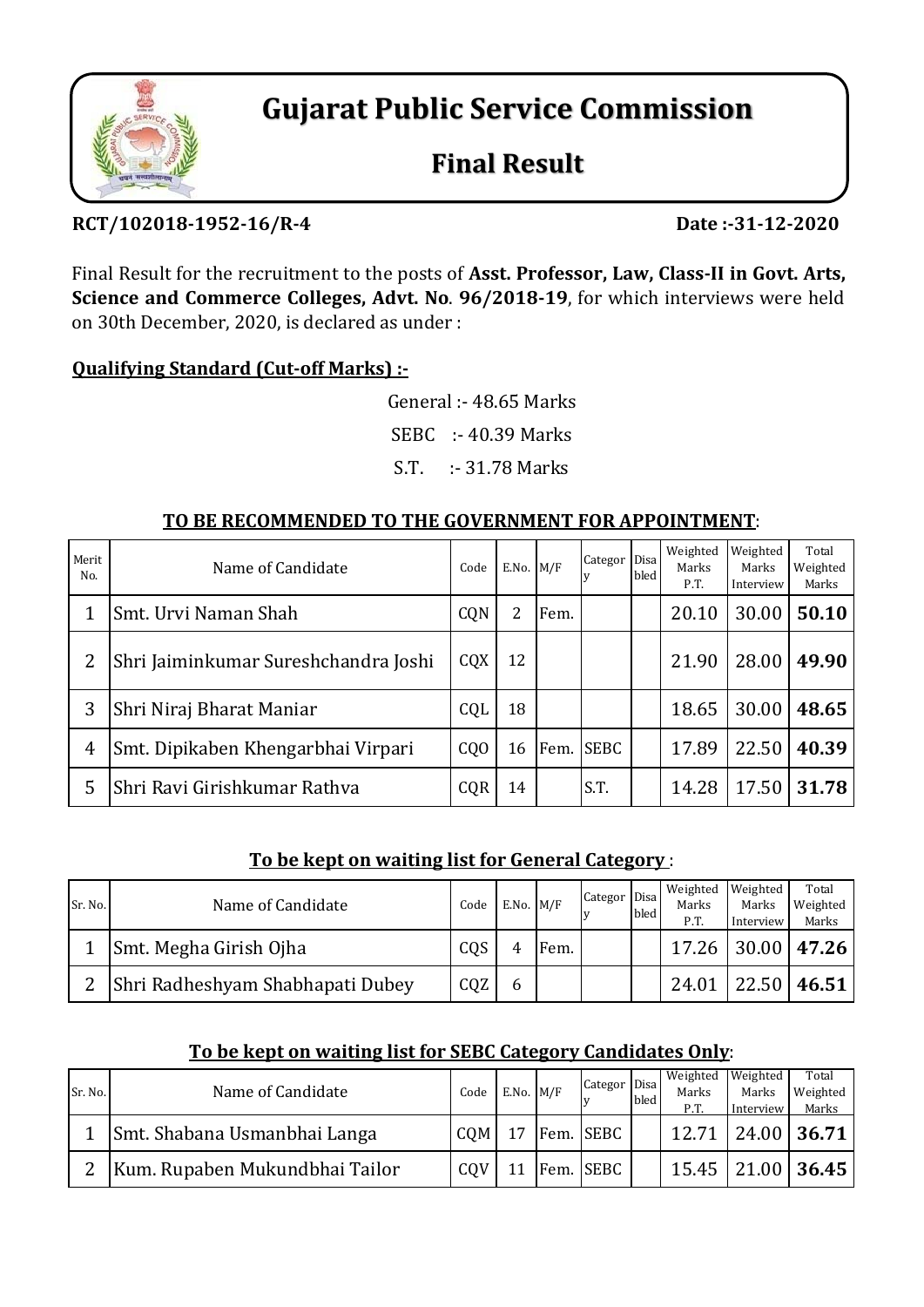# Gujarat Public Service Commission

## Final Result

**RCT/102018-1952-16/R-4** **Date :-31-12-2020**

Final Result for the recruitment to the posts of **Asst. Professor, Law, Class-II in Govt. Arts, Science and Commerce Colleges, Advt. No. 96/2018-19**, for which interviews were held on 30th December, 2020, is declared as under :

**Qualifying Standard (Cut-off Marks) :-**

General :- 48.65 Marks

SEBC :- 40.39 Marks

S.T. :- 31.78 Marks

**TO BE RECOMMENDED TO THE GOVERNMENT FOR APPOINTMENT:**

| Merit No. | Name of Candidate | Code | E.No. | M/F | Category | Disabled | Weighted Marks P.T. | Weighted Marks Interview | Total Weighted Marks |
|---|---|---|---|---|---|---|---|---|---|
| 1 | Smt. Urvi Naman Shah | CQN | 2 | Fem. | | | 20.10 | 30.00 | **50.10** |
| 2 | Shri Jaiminkumar Sureshchandra Joshi | CQX | 12 | | | | 21.90 | 28.00 | **49.90** |
| 3 | Shri Niraj Bharat Maniar | CQL | 18 | | | | 18.65 | 30.00 | **48.65** |
| 4 | Smt. Dipikaben Khengarbhai Virpari | CQO | 16 | Fem. | SEBC | | 17.89 | 22.50 | **40.39** |
| 5 | Shri Ravi Girishkumar Rathva | CQR | 14 | | S.T. | | 14.28 | 17.50 | **31.78** |

**To be kept on waiting list for General Category :**

| Sr. No. | Name of Candidate | Code | E.No. | M/F | Category | Disabled | Weighted Marks P.T. | Weighted Marks Interview | Total Weighted Marks |
|---|---|---|---|---|---|---|---|---|---|
| 1 | Smt. Megha Girish Ojha | CQS | 4 | Fem. | | | 17.26 | 30.00 | **47.26** |
| 2 | Shri Radheshyam Shabhapati Dubey | CQZ | 6 | | | | 24.01 | 22.50 | **46.51** |

**To be kept on waiting list for SEBC Category Candidates Only:**

| Sr. No. | Name of Candidate | Code | E.No. | M/F | Category | Disabled | Weighted Marks P.T. | Weighted Marks Interview | Total Weighted Marks |
|---|---|---|---|---|---|---|---|---|---|
| 1 | Smt. Shabana Usmanbhai Langa | CQM | 17 | Fem. | SEBC | | 12.71 | 24.00 | **36.71** |
| 2 | Kum. Rupaben Mukundbhai Tailor | CQV | 11 | Fem. | SEBC | | 15.45 | 21.00 | **36.45** |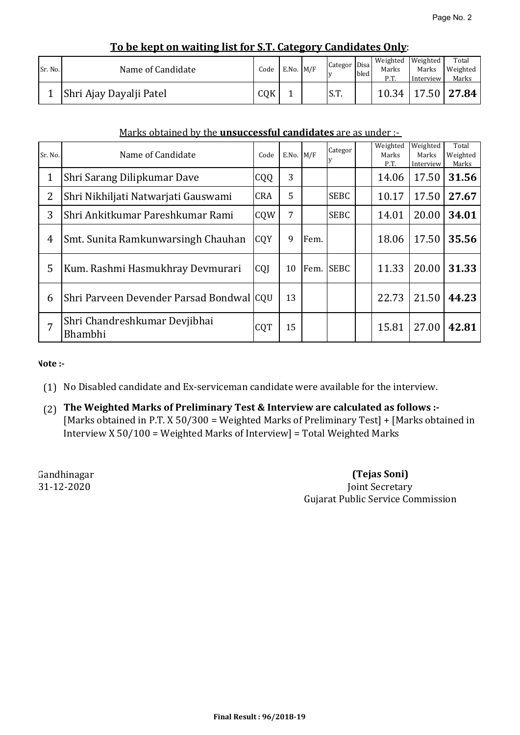**To be kept on waiting list for S.T. Category Candidates Only:**

| Sr. No. | Name of Candidate | Code | E.No. | M/F | Category | Disabled | Weighted Marks P.T. | Weighted Marks Interview | Total Weighted Marks |
|---|---|---|---|---|---|---|---|---|---|
| 1 | Shri Ajay Dayalji Patel | CQK | 1 | | S.T. | | 10.34 | 17.50 | **27.84** |

Marks obtained by the **unsuccessful candidates** are as under :-

| Sr. No. | Name of Candidate | Code | E.No. | M/F | Category | | Weighted Marks P.T. | Weighted Marks Interview | Total Weighted Marks |
|---|---|---|---|---|---|---|---|---|---|
| 1 | Shri Sarang Dilipkumar Dave | CQQ | 3 | | | | 14.06 | 17.50 | **31.56** |
| 2 | Shri Nikhiljati Natwarjati Gauswami | CRA | 5 | | SEBC | | 10.17 | 17.50 | **27.67** |
| 3 | Shri Ankitkumar Pareshkumar Rami | CQW | 7 | | SEBC | | 14.01 | 20.00 | **34.01** |
| 4 | Smt. Sunita Ramkunwarsingh Chauhan | CQY | 9 | Fem. | | | 18.06 | 17.50 | **35.56** |
| 5 | Kum. Rashmi Hasmukhray Devmurari | CQJ | 10 | Fem. | SEBC | | 11.33 | 20.00 | **31.33** |
| 6 | Shri Parveen Devender Parsad Bondwal | CQU | 13 | | | | 22.73 | 21.50 | **44.23** |
| 7 | Shri Chandreshkumar Devjibhai Bhambhi | CQT | 15 | | | | 15.81 | 27.00 | **42.81** |

**Note :-**

(1) No Disabled candidate and Ex-serviceman candidate were available for the interview.

(2) **The Weighted Marks of Preliminary Test & Interview are calculated as follows :-**
[Marks obtained in P.T. X 50/300 = Weighted Marks of Preliminary Test] + [Marks obtained in Interview X 50/100 = Weighted Marks of Interview] = Total Weighted Marks

Gandhinagar
31-12-2020

**(Tejas Soni)**
Joint Secretary
Gujarat Public Service Commission

**Final Result : 96/2018-19**